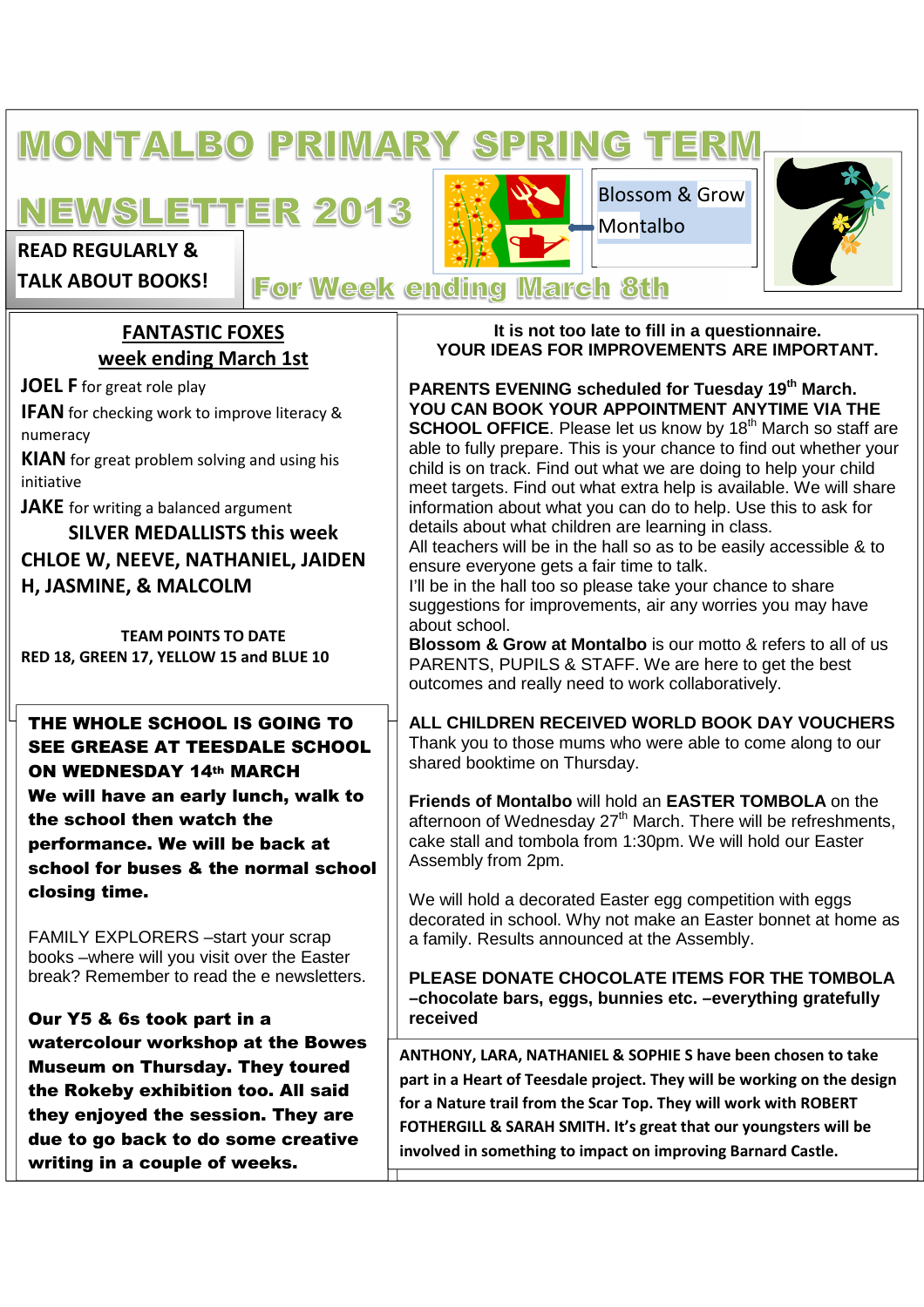# MONTALBO PRIMARY SPRING TERM NEWSLETTER 2013

Blossom & Grow Montalbo

**READ REGULARLY & TALK ABOUT BOOKS!**

## For Week ending March 8th

## FANTASTIC FOXES week ending March 1st

**JOEL F** for great role play

**IFAN** for checking work to improve literacy & numeracy

**KIAN** for great problem solving and using his initiative

**JAKE** for writing a balanced argument

**SILVER MEDALLISTS this week**

**CHLOE W, NEEVE, NATHANIEL, JAIDEN H, JASMINE, & MALCOLM**

**TEAM POINTS TO DATE**

**RED 18, GREEN 17, YELLOW 15 and BLUE 10**

**THE WHOLE SCHOOL IS GOING TO SEE GREASE AT TEESDALE SCHOOL ON WEDNESDAY 14th MARCH**

**We will have an early lunch, walk to the school then watch the performance. We will be back at school for buses & the normal school closing time.**

FAMILY EXPLORERS –start your scrap books –where will you visit over the Easter break? Remember to read the e newsletters.

**Our Y5 & 6s took part in a watercolour workshop at the Bowes Museum on Thursday. They toured the Rokeby exhibition too. All said they enjoyed the session. They are due to go back to do some creative writing in a couple of weeks.**

**It is not too late to fill in a questionnaire. YOUR IDEAS FOR IMPROVEMENTS ARE IMPORTANT.**

**PARENTS EVENING scheduled for Tuesday 19th March. YOU CAN BOOK YOUR APPOINTMENT ANYTIME VIA THE SCHOOL OFFICE**. Please let us know by 18th March so staff are able to fully prepare. This is your chance to find out whether your child is on track. Find out what we are doing to help your child meet targets. Find out what extra help is available. We will share information about what you can do to help. Use this to ask for details about what children are learning in class.
All teachers will be in the hall so as to be easily accessible & to ensure everyone gets a fair time to talk.
I'll be in the hall too so please take your chance to share suggestions for improvements, air any worries you may have about school.
**Blossom & Grow at Montalbo** is our motto & refers to all of us PARENTS, PUPILS & STAFF. We are here to get the best outcomes and really need to work collaboratively.

**ALL CHILDREN RECEIVED WORLD BOOK DAY VOUCHERS**
Thank you to those mums who were able to come along to our shared booktime on Thursday.

**Friends of Montalbo** will hold an **EASTER TOMBOLA** on the afternoon of Wednesday 27th March. There will be refreshments, cake stall and tombola from 1:30pm. We will hold our Easter Assembly from 2pm.

We will hold a decorated Easter egg competition with eggs decorated in school. Why not make an Easter bonnet at home as a family. Results announced at the Assembly.

**PLEASE DONATE CHOCOLATE ITEMS FOR THE TOMBOLA –chocolate bars, eggs, bunnies etc. –everything gratefully received**

**ANTHONY, LARA, NATHANIEL & SOPHIE S have been chosen to take part in a Heart of Teesdale project. They will be working on the design for a Nature trail from the Scar Top. They will work with ROBERT FOTHERGILL & SARAH SMITH. It's great that our youngsters will be involved in something to impact on improving Barnard Castle.**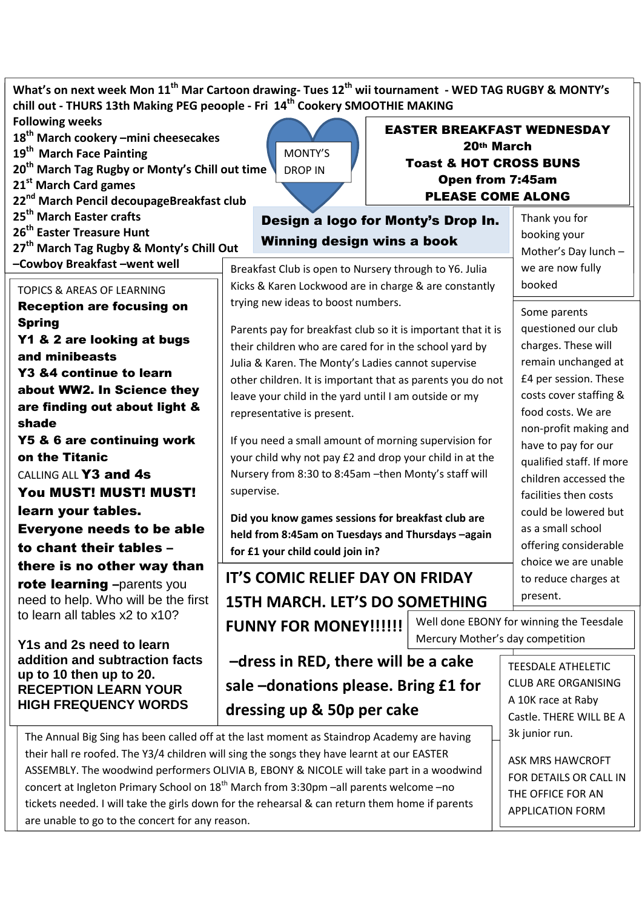**What's on next week Mon 11th Mar Cartoon drawing- Tues 12th wii tournament - WED TAG RUGBY & MONTY's chill out - THURS 13th Making PEG peoople - Fri 14th Cookery SMOOTHIE MAKING**

**Following weeks**

**18th March cookery –mini cheesecakes**
**19th March Face Painting**
**20th March Tag Rugby or Monty's Chill out time**
**21st March Card games**
**22nd March Pencil decoupageBreakfast club**
**25th March Easter crafts**
**26th Easter Treasure Hunt**
**27th March Tag Rugby & Monty's Chill Out**
**–Cowboy Breakfast –went well**

MONTY'S DROP IN

**EASTER BREAKFAST WEDNESDAY 20th March**
**Toast & HOT CROSS BUNS**
**Open from 7:45am**
**PLEASE COME ALONG**

**Design a logo for Monty's Drop In. Winning design wins a book**

Thank you for booking your Mother's Day lunch – we are now fully booked

TOPICS & AREAS OF LEARNING

**Reception are focusing on Spring**

**Y1 & 2 are looking at bugs and minibeasts**

**Y3 &4 continue to learn about WW2. In Science they are finding out about light & shade**

**Y5 & 6 are continuing work on the Titanic**

CALLING ALL **Y3 and 4s**

**You MUST! MUST! MUST! learn your tables. Everyone needs to be able to chant their tables – there is no other way than rote learning –**parents you need to help. Who will be the first to learn all tables x2 to x10?

**Y1s and 2s need to learn addition and subtraction facts up to 10 then up to 20. RECEPTION LEARN YOUR HIGH FREQUENCY WORDS**

Breakfast Club is open to Nursery through to Y6. Julia Kicks & Karen Lockwood are in charge & are constantly trying new ideas to boost numbers.

Parents pay for breakfast club so it is important that it is their children who are cared for in the school yard by Julia & Karen. The Monty's Ladies cannot supervise other children. It is important that as parents you do not leave your child in the yard until I am outside or my representative is present.

If you need a small amount of morning supervision for your child why not pay £2 and drop your child in at the Nursery from 8:30 to 8:45am –then Monty's staff will supervise.

**Did you know games sessions for breakfast club are held from 8:45am on Tuesdays and Thursdays –again for £1 your child could join in?**

Some parents questioned our club charges. These will remain unchanged at £4 per session. These costs cover staffing & food costs. We are non-profit making and have to pay for our qualified staff. If more children accessed the facilities then costs could be lowered but as a small school offering considerable choice we are unable to reduce charges at present.

**IT'S COMIC RELIEF DAY ON FRIDAY 15TH MARCH. LET'S DO SOMETHING FUNNY FOR MONEY!!!!!!**

**–dress in RED, there will be a cake sale –donations please. Bring £1 for dressing up & 50p per cake**

Well done EBONY for winning the Teesdale Mercury Mother's day competition

TEESDALE ATHELETIC CLUB ARE ORGANISING A 10K race at Raby Castle. THERE WILL BE A 3k junior run.

ASK MRS HAWCROFT FOR DETAILS OR CALL IN THE OFFICE FOR AN APPLICATION FORM

The Annual Big Sing has been called off at the last moment as Staindrop Academy are having their hall re roofed. The Y3/4 children will sing the songs they have learnt at our EASTER ASSEMBLY. The woodwind performers OLIVIA B, EBONY & NICOLE will take part in a woodwind concert at Ingleton Primary School on 18th March from 3:30pm –all parents welcome –no tickets needed. I will take the girls down for the rehearsal & can return them home if parents are unable to go to the concert for any reason.